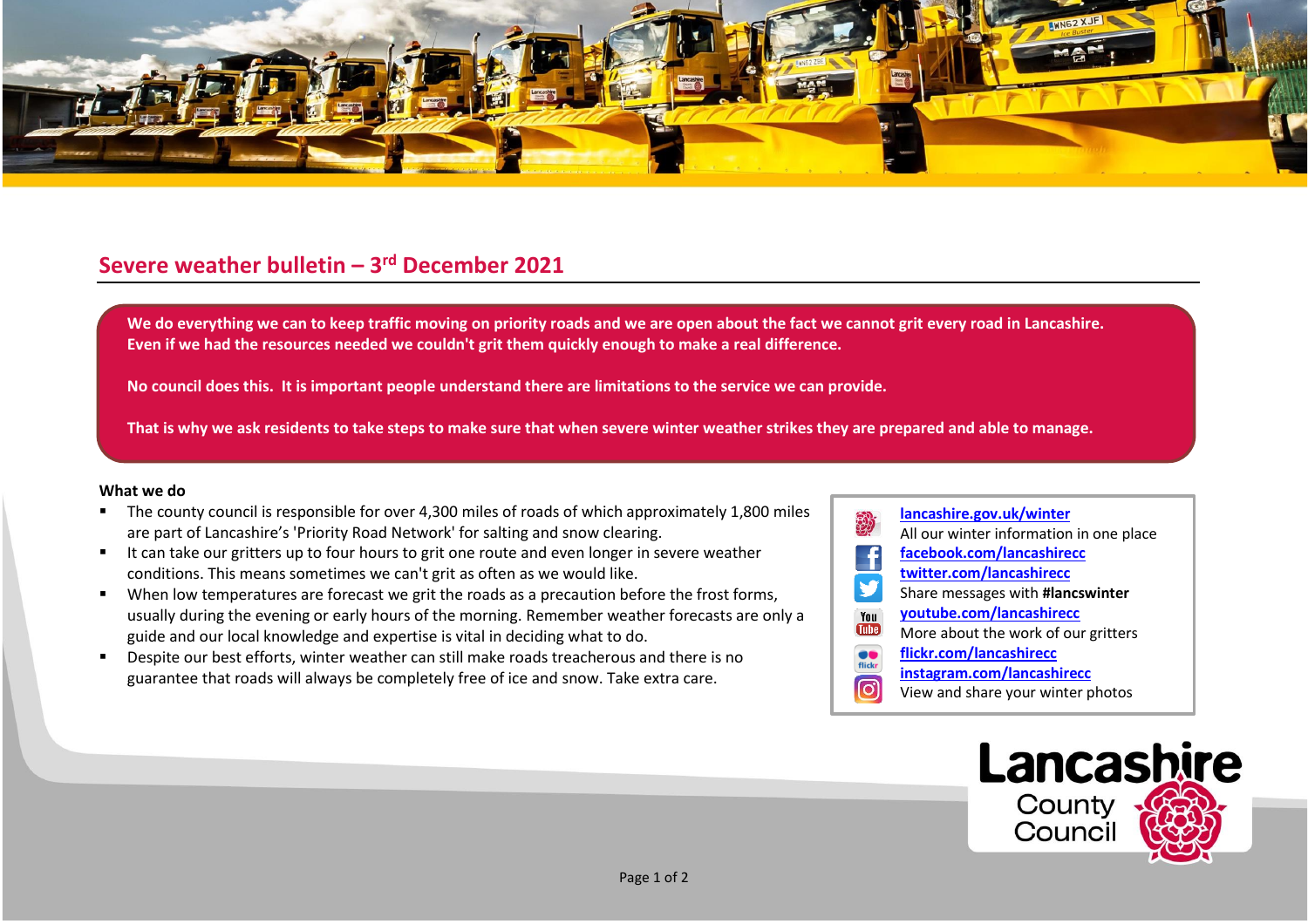# Severe weather bulletin – 3rd December 2021

**We do everything we can to keep traffic moving on priority roads and we are open about the fact we cannot grit every road in Lancashire. Even if we had the resources needed we couldn't grit them quickly enough to make a real difference.**

**No council does this. It is important people understand there are limitations to the service we can provide.**

**That is why we ask residents to take steps to make sure that when severe winter weather strikes they are prepared and able to manage.**

**What we do**

- The county council is responsible for over 4,300 miles of roads of which approximately 1,800 miles are part of Lancashire's 'Priority Road Network' for salting and snow clearing.
- It can take our gritters up to four hours to grit one route and even longer in severe weather conditions. This means sometimes we can't grit as often as we would like.
- When low temperatures are forecast we grit the roads as a precaution before the frost forms, usually during the evening or early hours of the morning. Remember weather forecasts are only a guide and our local knowledge and expertise is vital in deciding what to do.
- Despite our best efforts, winter weather can still make roads treacherous and there is no guarantee that roads will always be completely free of ice and snow. Take extra care.

**lancashire.gov.uk/winter**
All our winter information in one place
**facebook.com/lancashirecc**
**twitter.com/lancashirecc**
Share messages with **#lancswinter**
**youtube.com/lancashirecc**
More about the work of our gritters
**flickr.com/lancashirecc**
**instagram.com/lancashirecc**
View and share your winter photos

Lancashire County Council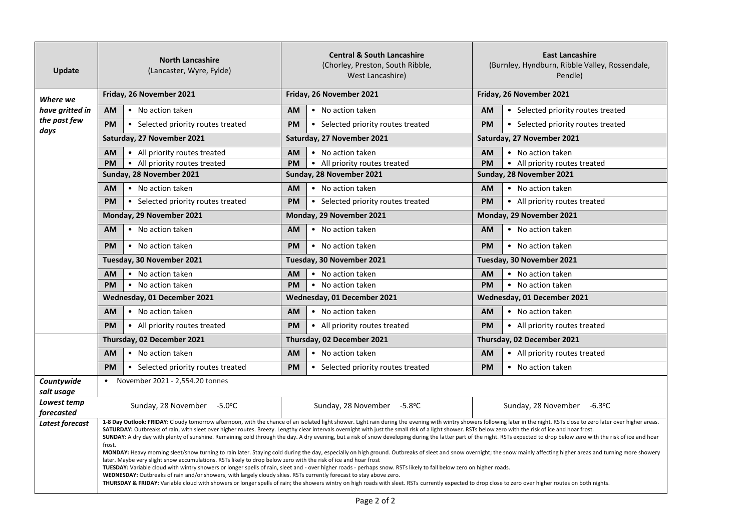| Update | North Lancashire (Lancaster, Wyre, Fylde) | | Central & South Lancashire (Chorley, Preston, South Ribble, West Lancashire) | | East Lancashire (Burnley, Hyndburn, Ribble Valley, Rossendale, Pendle) | |
|---|---|---|---|---|---|---|
| ***Where we have gritted in the past few days*** | **Friday, 26 November 2021** | | **Friday, 26 November 2021** | | **Friday, 26 November 2021** | |
| | **AM** | • No action taken | **AM** | • No action taken | **AM** | • Selected priority routes treated |
| | **PM** | • Selected priority routes treated | **PM** | • Selected priority routes treated | **PM** | • Selected priority routes treated |
| | **Saturday, 27 November 2021** | | **Saturday, 27 November 2021** | | **Saturday, 27 November 2021** | |
| | **AM** | • All priority routes treated | **AM** | • No action taken | **AM** | • No action taken |
| | **PM** | • All priority routes treated | **PM** | • All priority routes treated | **PM** | • All priority routes treated |
| | **Sunday, 28 November 2021** | | **Sunday, 28 November 2021** | | **Sunday, 28 November 2021** | |
| | **AM** | • No action taken | **AM** | • No action taken | **AM** | • No action taken |
| | **PM** | • Selected priority routes treated | **PM** | • Selected priority routes treated | **PM** | • All priority routes treated |
| | **Monday, 29 November 2021** | | **Monday, 29 November 2021** | | **Monday, 29 November 2021** | |
| | **AM** | • No action taken | **AM** | • No action taken | **AM** | • No action taken |
| | **PM** | • No action taken | **PM** | • No action taken | **PM** | • No action taken |
| | **Tuesday, 30 November 2021** | | **Tuesday, 30 November 2021** | | **Tuesday, 30 November 2021** | |
| | **AM** | • No action taken | **AM** | • No action taken | **AM** | • No action taken |
| | **PM** | • No action taken | **PM** | • No action taken | **PM** | • No action taken |
| | **Wednesday, 01 December 2021** | | **Wednesday, 01 December 2021** | | **Wednesday, 01 December 2021** | |
| | **AM** | • No action taken | **AM** | • No action taken | **AM** | • No action taken |
| | **PM** | • All priority routes treated | **PM** | • All priority routes treated | **PM** | • All priority routes treated |
| | **Thursday, 02 December 2021** | | **Thursday, 02 December 2021** | | **Thursday, 02 December 2021** | |
| | **AM** | • No action taken | **AM** | • No action taken | **AM** | • All priority routes treated |
| | **PM** | • Selected priority routes treated | **PM** | • Selected priority routes treated | **PM** | • No action taken |
| ***Countywide salt usage*** | • November 2021 - 2,554.20 tonnes | | | | | |
| ***Lowest temp forecasted*** | Sunday, 28 November -5.0°C | | Sunday, 28 November -5.8°C | | Sunday, 28 November -6.3°C | |
| ***Latest forecast*** | **1-8 Day Outlook: FRIDAY:** Cloudy tomorrow afternoon, with the chance of an isolated light shower. Light rain during the evening with wintry showers following later in the night. RSTs close to zero later over higher areas. **SATURDAY:** Outbreaks of rain, with sleet over higher routes. Breezy. Lengthy clear intervals overnight with just the small risk of a light shower. RSTs below zero with the risk of ice and hoar frost. **SUNDAY:** A dry day with plenty of sunshine. Remaining cold through the day. A dry evening, but a risk of snow developing during the latter part of the night. RSTs expected to drop below zero with the risk of ice and hoar frost. **MONDAY:** Heavy morning sleet/snow turning to rain later. Staying cold during the day, especially on high ground. Outbreaks of sleet and snow overnight; the snow mainly affecting higher areas and turning more showery later. Maybe very slight snow accumulations. RSTs likely to drop below zero with the risk of ice and hoar frost **TUESDAY:** Variable cloud with wintry showers or longer spells of rain, sleet and - over higher roads - perhaps snow. RSTs likely to fall below zero on higher roads. **WEDNESDAY:** Outbreaks of rain and/or showers, with largely cloudy skies. RSTs currently forecast to stay above zero. **THURSDAY & FRIDAY:** Variable cloud with showers or longer spells of rain; the showers wintry on high roads with sleet. RSTs currently expected to drop close to zero over higher routes on both nights. | | | | | |